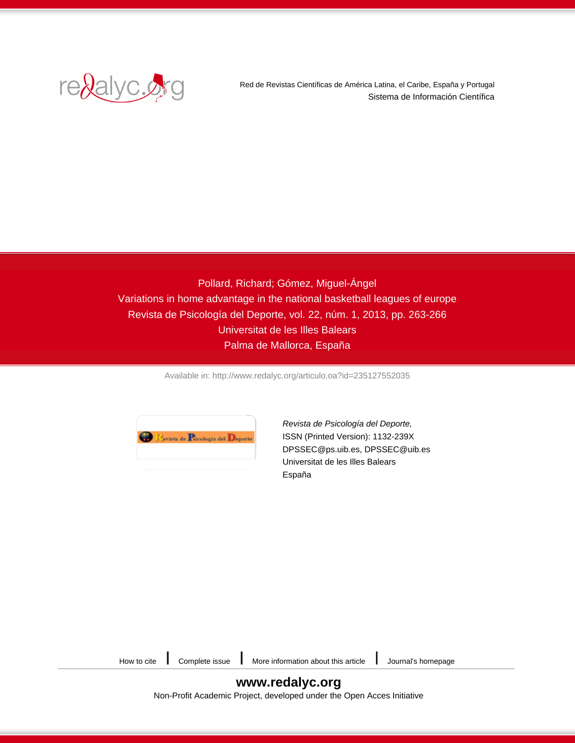Red de Revistas Científicas de América Latina, el Caribe, España y Portugal

Sistema de Información Científica

Pollard, Richard; Gómez, Miguel-Ángel

Variations in home advantage in the national basketball leagues of europe

Revista de Psicología del Deporte, vol. 22, núm. 1, 2013, pp. 263-266

Universitat de les Illes Balears

Palma de Mallorca, España

Available in: http://www.redalyc.org/articulo.oa?id=235127552035

*Revista de Psicología del Deporte,*

ISSN (Printed Version): 1132-239X

DPSSEC@ps.uib.es, DPSSEC@uib.es

Universitat de les Illes Balears

España

How to cite | Complete issue | More information about this article | Journal's homepage

**www.redalyc.org**

Non-Profit Academic Project, developed under the Open Acces Initiative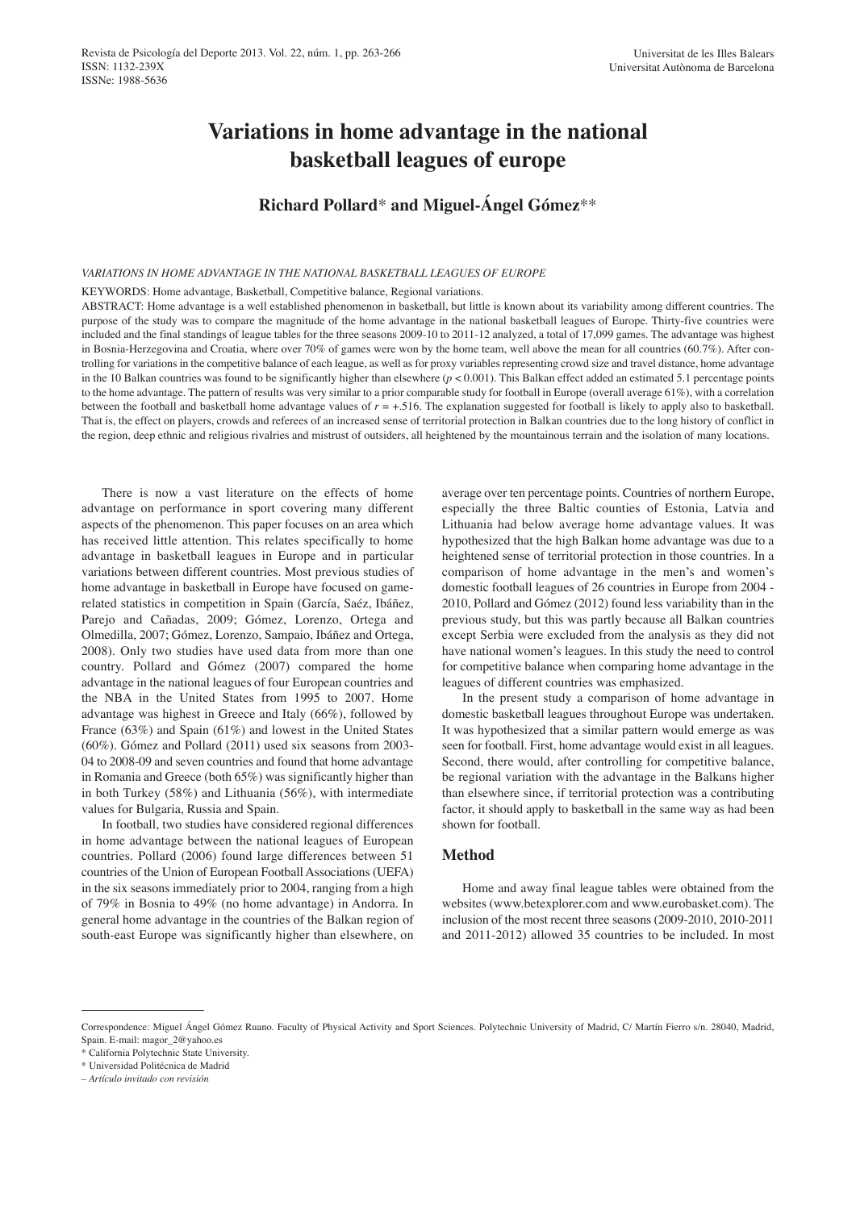# Variations in home advantage in the national basketball leagues of europe

**Richard Pollard*** **and Miguel-Ángel Gómez****

*VARIATIONS IN HOME ADVANTAGE IN THE NATIONAL BASKETBALL LEAGUES OF EUROPE*

KEYWORDS: Home advantage, Basketball, Competitive balance, Regional variations.

ABSTRACT: Home advantage is a well established phenomenon in basketball, but little is known about its variability among different countries. The purpose of the study was to compare the magnitude of the home advantage in the national basketball leagues of Europe. Thirty-five countries were included and the final standings of league tables for the three seasons 2009-10 to 2011-12 analyzed, a total of 17,099 games. The advantage was highest in Bosnia-Herzegovina and Croatia, where over 70% of games were won by the home team, well above the mean for all countries (60.7%). After controlling for variations in the competitive balance of each league, as well as for proxy variables representing crowd size and travel distance, home advantage in the 10 Balkan countries was found to be significantly higher than elsewhere ($p < 0.001$). This Balkan effect added an estimated 5.1 percentage points to the home advantage. The pattern of results was very similar to a prior comparable study for football in Europe (overall average 61%), with a correlation between the football and basketball home advantage values of $r = +.516$. The explanation suggested for football is likely to apply also to basketball. That is, the effect on players, crowds and referees of an increased sense of territorial protection in Balkan countries due to the long history of conflict in the region, deep ethnic and religious rivalries and mistrust of outsiders, all heightened by the mountainous terrain and the isolation of many locations.

There is now a vast literature on the effects of home advantage on performance in sport covering many different aspects of the phenomenon. This paper focuses on an area which has received little attention. This relates specifically to home advantage in basketball leagues in Europe and in particular variations between different countries. Most previous studies of home advantage in basketball in Europe have focused on game-related statistics in competition in Spain (García, Saéz, Ibáñez, Parejo and Cañadas, 2009; Gómez, Lorenzo, Ortega and Olmedilla, 2007; Gómez, Lorenzo, Sampaio, Ibáñez and Ortega, 2008). Only two studies have used data from more than one country. Pollard and Gómez (2007) compared the home advantage in the national leagues of four European countries and the NBA in the United States from 1995 to 2007. Home advantage was highest in Greece and Italy (66%), followed by France (63%) and Spain (61%) and lowest in the United States (60%). Gómez and Pollard (2011) used six seasons from 2003-04 to 2008-09 and seven countries and found that home advantage in Romania and Greece (both 65%) was significantly higher than in both Turkey (58%) and Lithuania (56%), with intermediate values for Bulgaria, Russia and Spain.

In football, two studies have considered regional differences in home advantage between the national leagues of European countries. Pollard (2006) found large differences between 51 countries of the Union of European Football Associations (UEFA) in the six seasons immediately prior to 2004, ranging from a high of 79% in Bosnia to 49% (no home advantage) in Andorra. In general home advantage in the countries of the Balkan region of south-east Europe was significantly higher than elsewhere, on average over ten percentage points. Countries of northern Europe, especially the three Baltic counties of Estonia, Latvia and Lithuania had below average home advantage values. It was hypothesized that the high Balkan home advantage was due to a heightened sense of territorial protection in those countries. In a comparison of home advantage in the men's and women's domestic football leagues of 26 countries in Europe from 2004 - 2010, Pollard and Gómez (2012) found less variability than in the previous study, but this was partly because all Balkan countries except Serbia were excluded from the analysis as they did not have national women's leagues. In this study the need to control for competitive balance when comparing home advantage in the leagues of different countries was emphasized.

In the present study a comparison of home advantage in domestic basketball leagues throughout Europe was undertaken. It was hypothesized that a similar pattern would emerge as was seen for football. First, home advantage would exist in all leagues. Second, there would, after controlling for competitive balance, be regional variation with the advantage in the Balkans higher than elsewhere since, if territorial protection was a contributing factor, it should apply to basketball in the same way as had been shown for football.

## Method

Home and away final league tables were obtained from the websites (www.betexplorer.com and www.eurobasket.com). The inclusion of the most recent three seasons (2009-2010, 2010-2011 and 2011-2012) allowed 35 countries to be included. In most

---

Correspondence: Miguel Ángel Gómez Ruano. Faculty of Physical Activity and Sport Sciences. Polytechnic University of Madrid, C/ Martín Fierro s/n. 28040, Madrid, Spain. E-mail: magor_2@yahoo.es

* California Polytechnic State University.

* Universidad Politécnica de Madrid

– *Artículo invitado con revisión*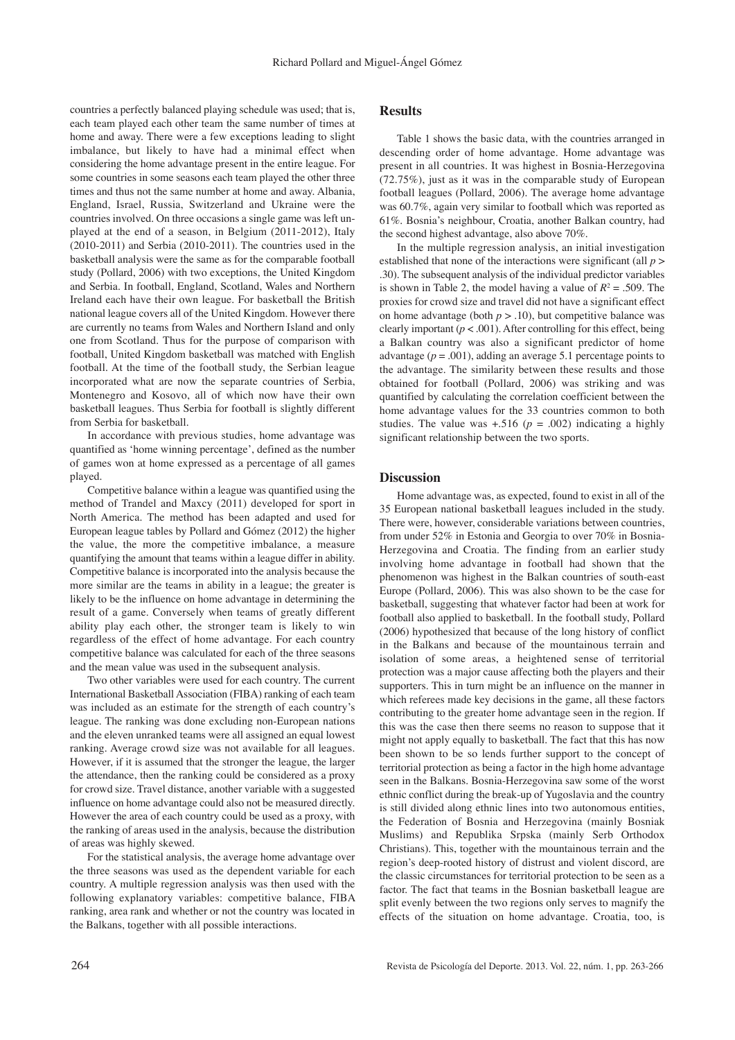countries a perfectly balanced playing schedule was used; that is, each team played each other team the same number of times at home and away. There were a few exceptions leading to slight imbalance, but likely to have had a minimal effect when considering the home advantage present in the entire league. For some countries in some seasons each team played the other three times and thus not the same number at home and away. Albania, England, Israel, Russia, Switzerland and Ukraine were the countries involved. On three occasions a single game was left unplayed at the end of a season, in Belgium (2011-2012), Italy (2010-2011) and Serbia (2010-2011). The countries used in the basketball analysis were the same as for the comparable football study (Pollard, 2006) with two exceptions, the United Kingdom and Serbia. In football, England, Scotland, Wales and Northern Ireland each have their own league. For basketball the British national league covers all of the United Kingdom. However there are currently no teams from Wales and Northern Island and only one from Scotland. Thus for the purpose of comparison with football, United Kingdom basketball was matched with English football. At the time of the football study, the Serbian league incorporated what are now the separate countries of Serbia, Montenegro and Kosovo, all of which now have their own basketball leagues. Thus Serbia for football is slightly different from Serbia for basketball.

In accordance with previous studies, home advantage was quantified as 'home winning percentage', defined as the number of games won at home expressed as a percentage of all games played.

Competitive balance within a league was quantified using the method of Trandel and Maxcy (2011) developed for sport in North America. The method has been adapted and used for European league tables by Pollard and Gómez (2012) the higher the value, the more the competitive imbalance, a measure quantifying the amount that teams within a league differ in ability. Competitive balance is incorporated into the analysis because the more similar are the teams in ability in a league; the greater is likely to be the influence on home advantage in determining the result of a game. Conversely when teams of greatly different ability play each other, the stronger team is likely to win regardless of the effect of home advantage. For each country competitive balance was calculated for each of the three seasons and the mean value was used in the subsequent analysis.

Two other variables were used for each country. The current International Basketball Association (FIBA) ranking of each team was included as an estimate for the strength of each country's league. The ranking was done excluding non-European nations and the eleven unranked teams were all assigned an equal lowest ranking. Average crowd size was not available for all leagues. However, if it is assumed that the stronger the league, the larger the attendance, then the ranking could be considered as a proxy for crowd size. Travel distance, another variable with a suggested influence on home advantage could also not be measured directly. However the area of each country could be used as a proxy, with the ranking of areas used in the analysis, because the distribution of areas was highly skewed.

For the statistical analysis, the average home advantage over the three seasons was used as the dependent variable for each country. A multiple regression analysis was then used with the following explanatory variables: competitive balance, FIBA ranking, area rank and whether or not the country was located in the Balkans, together with all possible interactions.

## Results

Table 1 shows the basic data, with the countries arranged in descending order of home advantage. Home advantage was present in all countries. It was highest in Bosnia-Herzegovina (72.75%), just as it was in the comparable study of European football leagues (Pollard, 2006). The average home advantage was 60.7%, again very similar to football which was reported as 61%. Bosnia's neighbour, Croatia, another Balkan country, had the second highest advantage, also above 70%.

In the multiple regression analysis, an initial investigation established that none of the interactions were significant (all $p > .30$). The subsequent analysis of the individual predictor variables is shown in Table 2, the model having a value of $R^2 = .509$. The proxies for crowd size and travel did not have a significant effect on home advantage (both $p > .10$), but competitive balance was clearly important ($p < .001$). After controlling for this effect, being a Balkan country was also a significant predictor of home advantage ($p = .001$), adding an average 5.1 percentage points to the advantage. The similarity between these results and those obtained for football (Pollard, 2006) was striking and was quantified by calculating the correlation coefficient between the home advantage values for the 33 countries common to both studies. The value was +.516 ($p = .002$) indicating a highly significant relationship between the two sports.

## Discussion

Home advantage was, as expected, found to exist in all of the 35 European national basketball leagues included in the study. There were, however, considerable variations between countries, from under 52% in Estonia and Georgia to over 70% in Bosnia-Herzegovina and Croatia. The finding from an earlier study involving home advantage in football had shown that the phenomenon was highest in the Balkan countries of south-east Europe (Pollard, 2006). This was also shown to be the case for basketball, suggesting that whatever factor had been at work for football also applied to basketball. In the football study, Pollard (2006) hypothesized that because of the long history of conflict in the Balkans and because of the mountainous terrain and isolation of some areas, a heightened sense of territorial protection was a major cause affecting both the players and their supporters. This in turn might be an influence on the manner in which referees made key decisions in the game, all these factors contributing to the greater home advantage seen in the region. If this was the case then there seems no reason to suppose that it might not apply equally to basketball. The fact that this has now been shown to be so lends further support to the concept of territorial protection as being a factor in the high home advantage seen in the Balkans. Bosnia-Herzegovina saw some of the worst ethnic conflict during the break-up of Yugoslavia and the country is still divided along ethnic lines into two autonomous entities, the Federation of Bosnia and Herzegovina (mainly Bosniak Muslims) and Republika Srpska (mainly Serb Orthodox Christians). This, together with the mountainous terrain and the region's deep-rooted history of distrust and violent discord, are the classic circumstances for territorial protection to be seen as a factor. The fact that teams in the Bosnian basketball league are split evenly between the two regions only serves to magnify the effects of the situation on home advantage. Croatia, too, is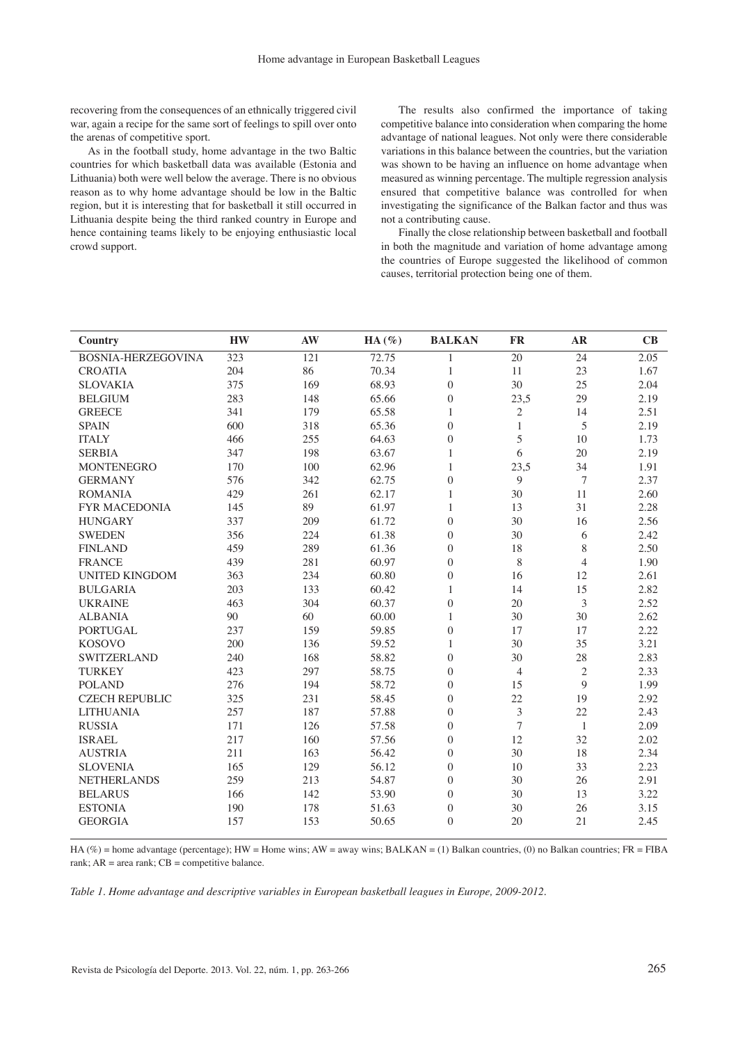recovering from the consequences of an ethnically triggered civil war, again a recipe for the same sort of feelings to spill over onto the arenas of competitive sport.

As in the football study, home advantage in the two Baltic countries for which basketball data was available (Estonia and Lithuania) both were well below the average. There is no obvious reason as to why home advantage should be low in the Baltic region, but it is interesting that for basketball it still occurred in Lithuania despite being the third ranked country in Europe and hence containing teams likely to be enjoying enthusiastic local crowd support.

The results also confirmed the importance of taking competitive balance into consideration when comparing the home advantage of national leagues. Not only were there considerable variations in this balance between the countries, but the variation was shown to be having an influence on home advantage when measured as winning percentage. The multiple regression analysis ensured that competitive balance was controlled for when investigating the significance of the Balkan factor and thus was not a contributing cause.

Finally the close relationship between basketball and football in both the magnitude and variation of home advantage among the countries of Europe suggested the likelihood of common causes, territorial protection being one of them.

| Country | HW | AW | HA (%) | BALKAN | FR | AR | CB |
|---|---|---|---|---|---|---|---|
| BOSNIA-HERZEGOVINA | 323 | 121 | 72.75 | 1 | 20 | 24 | 2.05 |
| CROATIA | 204 | 86 | 70.34 | 1 | 11 | 23 | 1.67 |
| SLOVAKIA | 375 | 169 | 68.93 | 0 | 30 | 25 | 2.04 |
| BELGIUM | 283 | 148 | 65.66 | 0 | 23,5 | 29 | 2.19 |
| GREECE | 341 | 179 | 65.58 | 1 | 2 | 14 | 2.51 |
| SPAIN | 600 | 318 | 65.36 | 0 | 1 | 5 | 2.19 |
| ITALY | 466 | 255 | 64.63 | 0 | 5 | 10 | 1.73 |
| SERBIA | 347 | 198 | 63.67 | 1 | 6 | 20 | 2.19 |
| MONTENEGRO | 170 | 100 | 62.96 | 1 | 23,5 | 34 | 1.91 |
| GERMANY | 576 | 342 | 62.75 | 0 | 9 | 7 | 2.37 |
| ROMANIA | 429 | 261 | 62.17 | 1 | 30 | 11 | 2.60 |
| FYR MACEDONIA | 145 | 89 | 61.97 | 1 | 13 | 31 | 2.28 |
| HUNGARY | 337 | 209 | 61.72 | 0 | 30 | 16 | 2.56 |
| SWEDEN | 356 | 224 | 61.38 | 0 | 30 | 6 | 2.42 |
| FINLAND | 459 | 289 | 61.36 | 0 | 18 | 8 | 2.50 |
| FRANCE | 439 | 281 | 60.97 | 0 | 8 | 4 | 1.90 |
| UNITED KINGDOM | 363 | 234 | 60.80 | 0 | 16 | 12 | 2.61 |
| BULGARIA | 203 | 133 | 60.42 | 1 | 14 | 15 | 2.82 |
| UKRAINE | 463 | 304 | 60.37 | 0 | 20 | 3 | 2.52 |
| ALBANIA | 90 | 60 | 60.00 | 1 | 30 | 30 | 2.62 |
| PORTUGAL | 237 | 159 | 59.85 | 0 | 17 | 17 | 2.22 |
| KOSOVO | 200 | 136 | 59.52 | 1 | 30 | 35 | 3.21 |
| SWITZERLAND | 240 | 168 | 58.82 | 0 | 30 | 28 | 2.83 |
| TURKEY | 423 | 297 | 58.75 | 0 | 4 | 2 | 2.33 |
| POLAND | 276 | 194 | 58.72 | 0 | 15 | 9 | 1.99 |
| CZECH REPUBLIC | 325 | 231 | 58.45 | 0 | 22 | 19 | 2.92 |
| LITHUANIA | 257 | 187 | 57.88 | 0 | 3 | 22 | 2.43 |
| RUSSIA | 171 | 126 | 57.58 | 0 | 7 | 1 | 2.09 |
| ISRAEL | 217 | 160 | 57.56 | 0 | 12 | 32 | 2.02 |
| AUSTRIA | 211 | 163 | 56.42 | 0 | 30 | 18 | 2.34 |
| SLOVENIA | 165 | 129 | 56.12 | 0 | 10 | 33 | 2.23 |
| NETHERLANDS | 259 | 213 | 54.87 | 0 | 30 | 26 | 2.91 |
| BELARUS | 166 | 142 | 53.90 | 0 | 30 | 13 | 3.22 |
| ESTONIA | 190 | 178 | 51.63 | 0 | 30 | 26 | 3.15 |
| GEORGIA | 157 | 153 | 50.65 | 0 | 20 | 21 | 2.45 |

HA (%) = home advantage (percentage); HW = Home wins; AW = away wins; BALKAN = (1) Balkan countries, (0) no Balkan countries; FR = FIBA rank; AR = area rank; CB = competitive balance.

*Table 1. Home advantage and descriptive variables in European basketball leagues in Europe, 2009-2012.*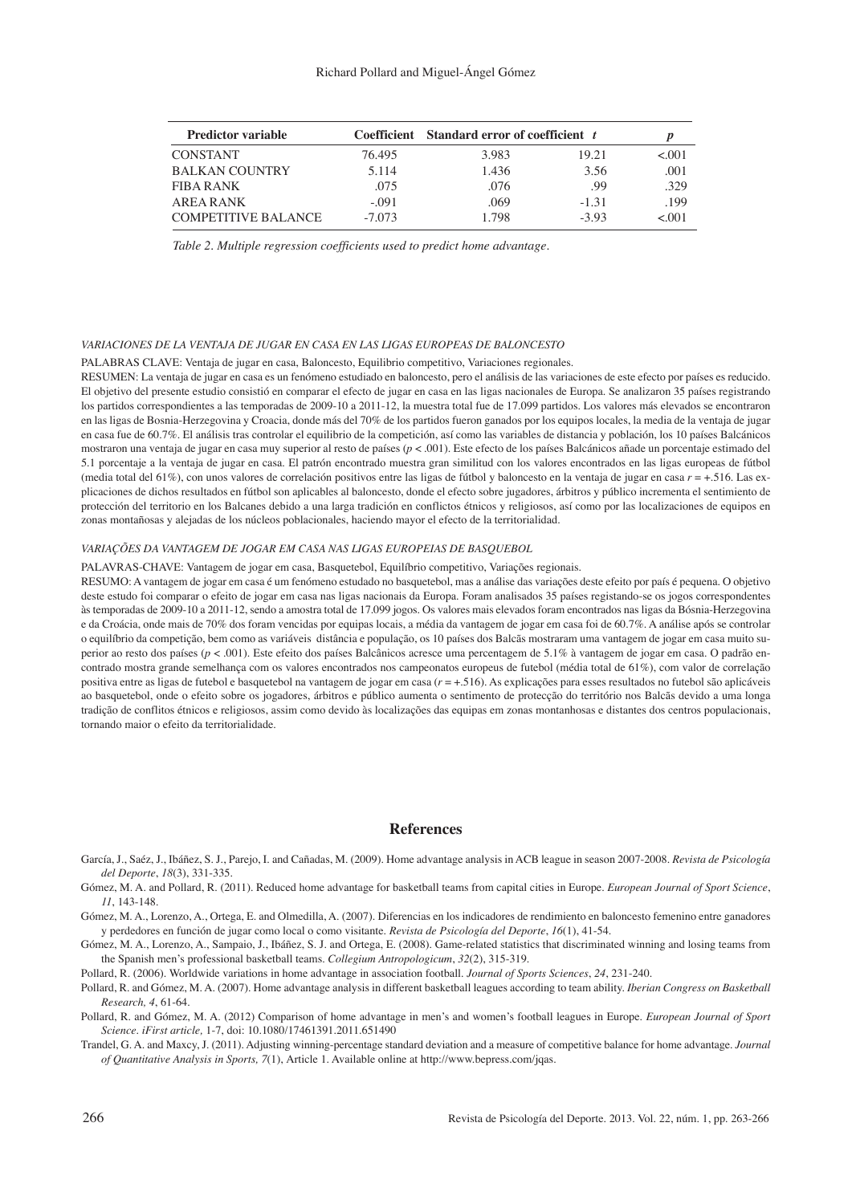| Predictor variable | Coefficient | Standard error of coefficient | $t$ | $p$ |
|---|---|---|---|---|
| CONSTANT | 76.495 | 3.983 | 19.21 | <.001 |
| BALKAN COUNTRY | 5.114 | 1.436 | 3.56 | .001 |
| FIBA RANK | .075 | .076 | .99 | .329 |
| AREA RANK | -.091 | .069 | -1.31 | .199 |
| COMPETITIVE BALANCE | -7.073 | 1.798 | -3.93 | <.001 |

*Table 2. Multiple regression coefficients used to predict home advantage.*

*VARIACIONES DE LA VENTAJA DE JUGAR EN CASA EN LAS LIGAS EUROPEAS DE BALONCESTO*

PALABRAS CLAVE: Ventaja de jugar en casa, Baloncesto, Equilibrio competitivo, Variaciones regionales.

RESUMEN: La ventaja de jugar en casa es un fenómeno estudiado en baloncesto, pero el análisis de las variaciones de este efecto por países es reducido. El objetivo del presente estudio consistió en comparar el efecto de jugar en casa en las ligas nacionales de Europa. Se analizaron 35 países registrando los partidos correspondientes a las temporadas de 2009-10 a 2011-12, sendo a amostra total de 17.099 partidos. Los valores más elevados se encontraron en las ligas de Bosnia-Herzegovina y Croacia, donde más del 70% de los partidos fueron ganados por los equipos locales, la media de la ventaja de jugar en casa fue de 60.7%. El análisis tras controlar el equilibrio de la competición, así como las variables de distancia y población, los 10 países Balcánicos mostraron una ventaja de jugar en casa muy superior al resto de países ($p < .001$). Este efecto de los países Balcánicos añade un porcentaje estimado del 5.1 porcentaje a la ventaja de jugar en casa. El patrón encontrado muestra gran similitud con los valores encontrados en las ligas europeas de fútbol (media total del 61%), con unos valores de correlación positivos entre las ligas de fútbol y baloncesto en la ventaja de jugar en casa $r = +.516$. Las explicaciones de dichos resultados en fútbol son aplicables al baloncesto, donde el efecto sobre jugadores, árbitros y público incrementa el sentimiento de protección del territorio en los Balcanes debido a una larga tradición en conflictos étnicos y religiosos, así como por las localizaciones de equipos en zonas montañosas y alejadas de los núcleos poblacionales, haciendo mayor el efecto de la territorialidad.

*VARIAÇÕES DA VANTAGEM DE JOGAR EM CASA NAS LIGAS EUROPEIAS DE BASQUEBOL*

PALAVRAS-CHAVE: Vantagem de jogar em casa, Basquetebol, Equilíbrio competitivo, Variações regionais.

RESUMO: A vantagem de jogar em casa é um fenómeno estudado no basquetebol, mas a análise das variações deste efeito por país é pequena. O objetivo deste estudo foi comparar o efeito de jogar em casa nas ligas nacionais da Europa. Foram analisados 35 países registando-se os jogos correspondentes às temporadas de 2009-10 a 2011-12, sendo a amostra total de 17.099 jogos. Os valores mais elevados foram encontrados nas ligas da Bósnia-Herzegovina e da Croácia, onde mais de 70% dos foram vencidas por equipas locais, a média da vantagem de jogar em casa foi de 60.7%. A análise após se controlar o equilíbrio da competição, bem como as variáveis distância e população, os 10 países dos Balcãs mostraram uma vantagem de jogar em casa muito superior ao resto dos países ($p < .001$). Este efeito dos países Balcânicos acresce uma percentagem de 5.1% à vantagem de jogar em casa. O padrão encontrado mostra grande semelhança com os valores encontrados nos campeonatos europeus de futebol (média total de 61%), com valor de correlação positiva entre as ligas de futebol e basquetebol na vantagem de jogar em casa ($r = +.516$). As explicações para esses resultados no futebol são aplicáveis ao basquetebol, onde o efeito sobre os jogadores, árbitros e público aumenta o sentimento de protecção do território nos Balcãs devido a uma longa tradição de conflitos étnicos e religiosos, assim como devido às localizações das equipas em zonas montanhosas e distantes dos centros populacionais, tornando maior o efeito da territorialidade.

## References

García, J., Saéz, J., Ibáñez, S. J., Parejo, I. and Cañadas, M. (2009). Home advantage analysis in ACB league in season 2007-2008. *Revista de Psicología del Deporte*, *18*(3), 331-335.

Gómez, M. A. and Pollard, R. (2011). Reduced home advantage for basketball teams from capital cities in Europe. *European Journal of Sport Science*, *11*, 143-148.

Gómez, M. A., Lorenzo, A., Ortega, E. and Olmedilla, A. (2007). Diferencias en los indicadores de rendimiento en baloncesto femenino entre ganadores y perdedores en función de jugar como local o como visitante. *Revista de Psicología del Deporte*, *16*(1), 41-54.

Gómez, M. A., Lorenzo, A., Sampaio, J., Ibáñez, S. J. and Ortega, E. (2008). Game-related statistics that discriminated winning and losing teams from the Spanish men's professional basketball teams. *Collegium Antropologicum*, *32*(2), 315-319.

Pollard, R. (2006). Worldwide variations in home advantage in association football. *Journal of Sports Sciences*, *24*, 231-240.

Pollard, R. and Gómez, M. A. (2007). Home advantage analysis in different basketball leagues according to team ability. *Iberian Congress on Basketball Research, 4*, 61-64.

Pollard, R. and Gómez, M. A. (2012) Comparison of home advantage in men's and women's football leagues in Europe. *European Journal of Sport Science*. *iFirst article*, 1-7, doi: 10.1080/17461391.2011.651490

Trandel, G. A. and Maxcy, J. (2011). Adjusting winning-percentage standard deviation and a measure of competitive balance for home advantage. *Journal of Quantitative Analysis in Sports, 7*(1), Article 1. Available online at http://www.bepress.com/jqas.